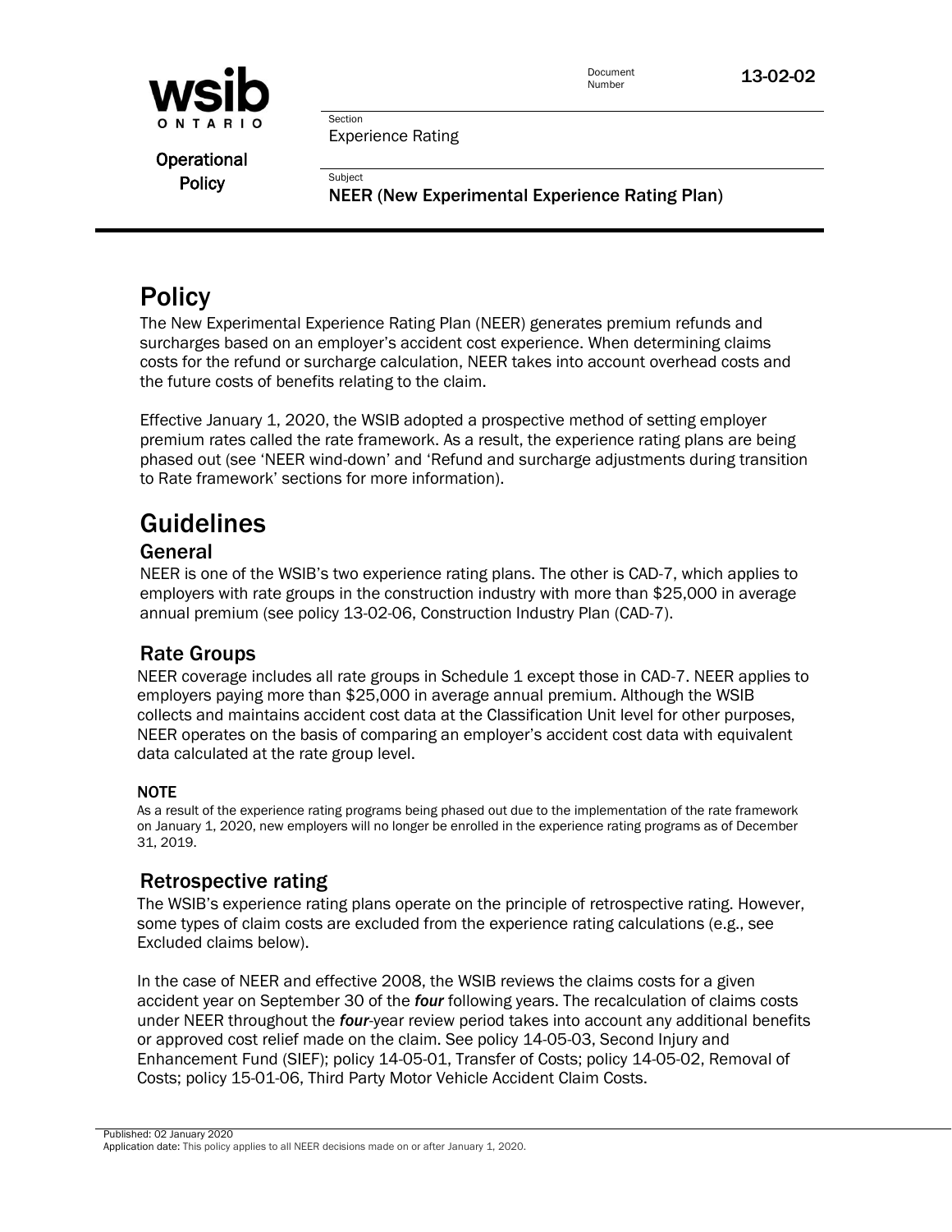Document Number 13-02-02

**Operational Policy**

Section
Experience Rating

Subject
**NEER (New Experimental Experience Rating Plan)**

# Policy

The New Experimental Experience Rating Plan (NEER) generates premium refunds and surcharges based on an employer's accident cost experience. When determining claims costs for the refund or surcharge calculation, NEER takes into account overhead costs and the future costs of benefits relating to the claim.

Effective January 1, 2020, the WSIB adopted a prospective method of setting employer premium rates called the rate framework. As a result, the experience rating plans are being phased out (see 'NEER wind-down' and 'Refund and surcharge adjustments during transition to Rate framework' sections for more information).

# Guidelines

## General

NEER is one of the WSIB's two experience rating plans. The other is CAD-7, which applies to employers with rate groups in the construction industry with more than $25,000 in average annual premium (see policy 13-02-06, Construction Industry Plan (CAD-7).

## Rate Groups

NEER coverage includes all rate groups in Schedule 1 except those in CAD-7. NEER applies to employers paying more than $25,000 in average annual premium. Although the WSIB collects and maintains accident cost data at the Classification Unit level for other purposes, NEER operates on the basis of comparing an employer's accident cost data with equivalent data calculated at the rate group level.

**NOTE**

As a result of the experience rating programs being phased out due to the implementation of the rate framework on January 1, 2020, new employers will no longer be enrolled in the experience rating programs as of December 31, 2019.

## Retrospective rating

The WSIB's experience rating plans operate on the principle of retrospective rating. However, some types of claim costs are excluded from the experience rating calculations (e.g., see Excluded claims below).

In the case of NEER and effective 2008, the WSIB reviews the claims costs for a given accident year on September 30 of the ***four*** following years. The recalculation of claims costs under NEER throughout the ***four***-year review period takes into account any additional benefits or approved cost relief made on the claim. See policy 14-05-03, Second Injury and Enhancement Fund (SIEF); policy 14-05-01, Transfer of Costs; policy 14-05-02, Removal of Costs; policy 15-01-06, Third Party Motor Vehicle Accident Claim Costs.

Published: 02 January 2020
Application date: This policy applies to all NEER decisions made on or after January 1, 2020.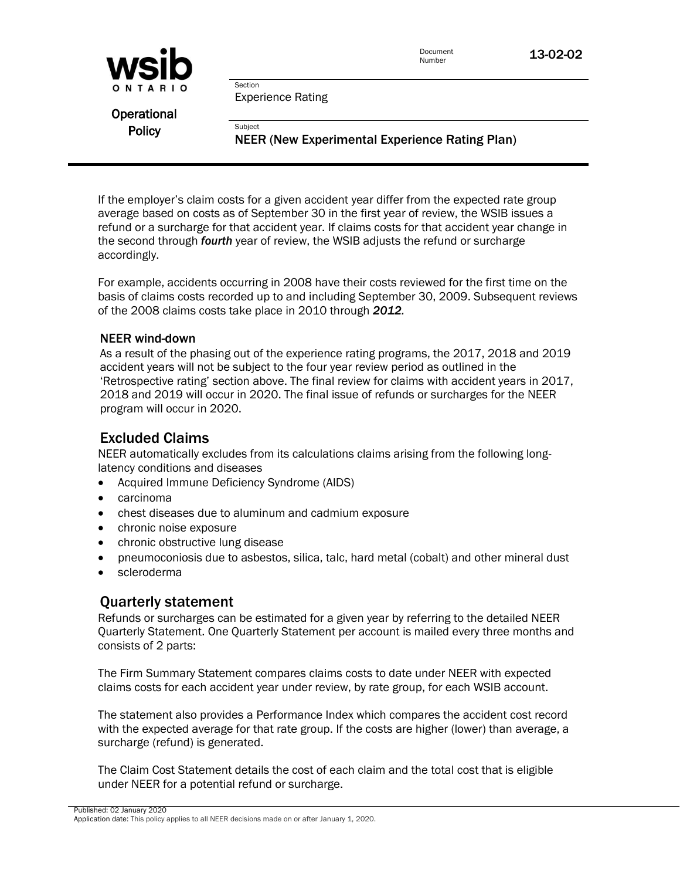If the employer's claim costs for a given accident year differ from the expected rate group average based on costs as of September 30 in the first year of review, the WSIB issues a refund or a surcharge for that accident year. If claims costs for that accident year change in the second through ***fourth*** year of review, the WSIB adjusts the refund or surcharge accordingly.

For example, accidents occurring in 2008 have their costs reviewed for the first time on the basis of claims costs recorded up to and including September 30, 2009. Subsequent reviews of the 2008 claims costs take place in 2010 through ***2012.***

### NEER wind-down

As a result of the phasing out of the experience rating programs, the 2017, 2018 and 2019 accident years will not be subject to the four year review period as outlined in the 'Retrospective rating' section above. The final review for claims with accident years in 2017, 2018 and 2019 will occur in 2020. The final issue of refunds or surcharges for the NEER program will occur in 2020.

## Excluded Claims

NEER automatically excludes from its calculations claims arising from the following long-latency conditions and diseases

- Acquired Immune Deficiency Syndrome (AIDS)
- carcinoma
- chest diseases due to aluminum and cadmium exposure
- chronic noise exposure
- chronic obstructive lung disease
- pneumoconiosis due to asbestos, silica, talc, hard metal (cobalt) and other mineral dust
- scleroderma

## Quarterly statement

Refunds or surcharges can be estimated for a given year by referring to the detailed NEER Quarterly Statement. One Quarterly Statement per account is mailed every three months and consists of 2 parts:

The Firm Summary Statement compares claims costs to date under NEER with expected claims costs for each accident year under review, by rate group, for each WSIB account.

The statement also provides a Performance Index which compares the accident cost record with the expected average for that rate group. If the costs are higher (lower) than average, a surcharge (refund) is generated.

The Claim Cost Statement details the cost of each claim and the total cost that is eligible under NEER for a potential refund or surcharge.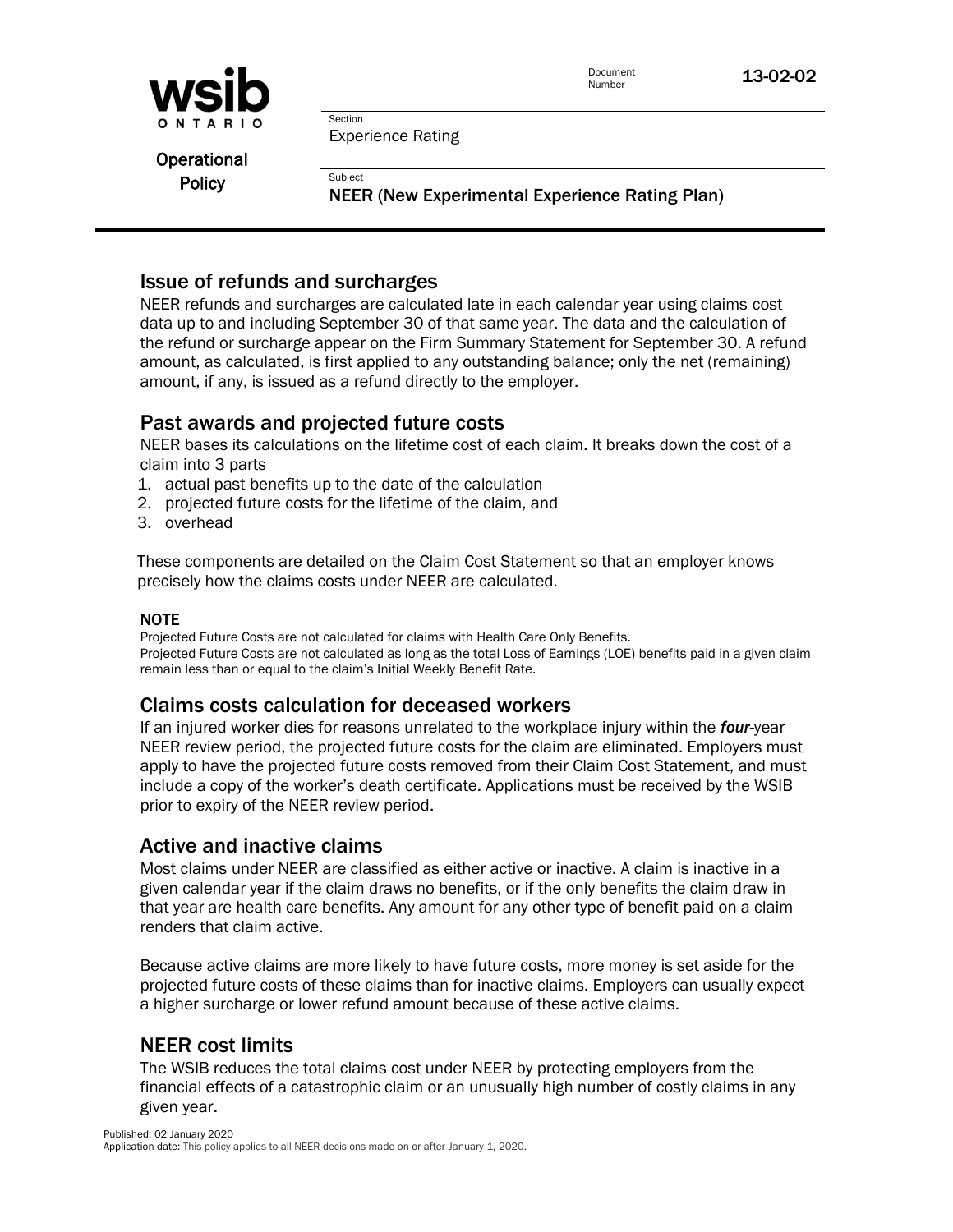## Issue of refunds and surcharges

NEER refunds and surcharges are calculated late in each calendar year using claims cost data up to and including September 30 of that same year. The data and the calculation of the refund or surcharge appear on the Firm Summary Statement for September 30. A refund amount, as calculated, is first applied to any outstanding balance; only the net (remaining) amount, if any, is issued as a refund directly to the employer.

## Past awards and projected future costs

NEER bases its calculations on the lifetime cost of each claim. It breaks down the cost of a claim into 3 parts

1. actual past benefits up to the date of the calculation
2. projected future costs for the lifetime of the claim, and
3. overhead

These components are detailed on the Claim Cost Statement so that an employer knows precisely how the claims costs under NEER are calculated.

**NOTE**

Projected Future Costs are not calculated for claims with Health Care Only Benefits.
Projected Future Costs are not calculated as long as the total Loss of Earnings (LOE) benefits paid in a given claim remain less than or equal to the claim's Initial Weekly Benefit Rate.

## Claims costs calculation for deceased workers

If an injured worker dies for reasons unrelated to the workplace injury within the ***four***-year NEER review period, the projected future costs for the claim are eliminated. Employers must apply to have the projected future costs removed from their Claim Cost Statement, and must include a copy of the worker's death certificate. Applications must be received by the WSIB prior to expiry of the NEER review period.

## Active and inactive claims

Most claims under NEER are classified as either active or inactive. A claim is inactive in a given calendar year if the claim draws no benefits, or if the only benefits the claim draw in that year are health care benefits. Any amount for any other type of benefit paid on a claim renders that claim active.

Because active claims are more likely to have future costs, more money is set aside for the projected future costs of these claims than for inactive claims. Employers can usually expect a higher surcharge or lower refund amount because of these active claims.

## NEER cost limits

The WSIB reduces the total claims cost under NEER by protecting employers from the financial effects of a catastrophic claim or an unusually high number of costly claims in any given year.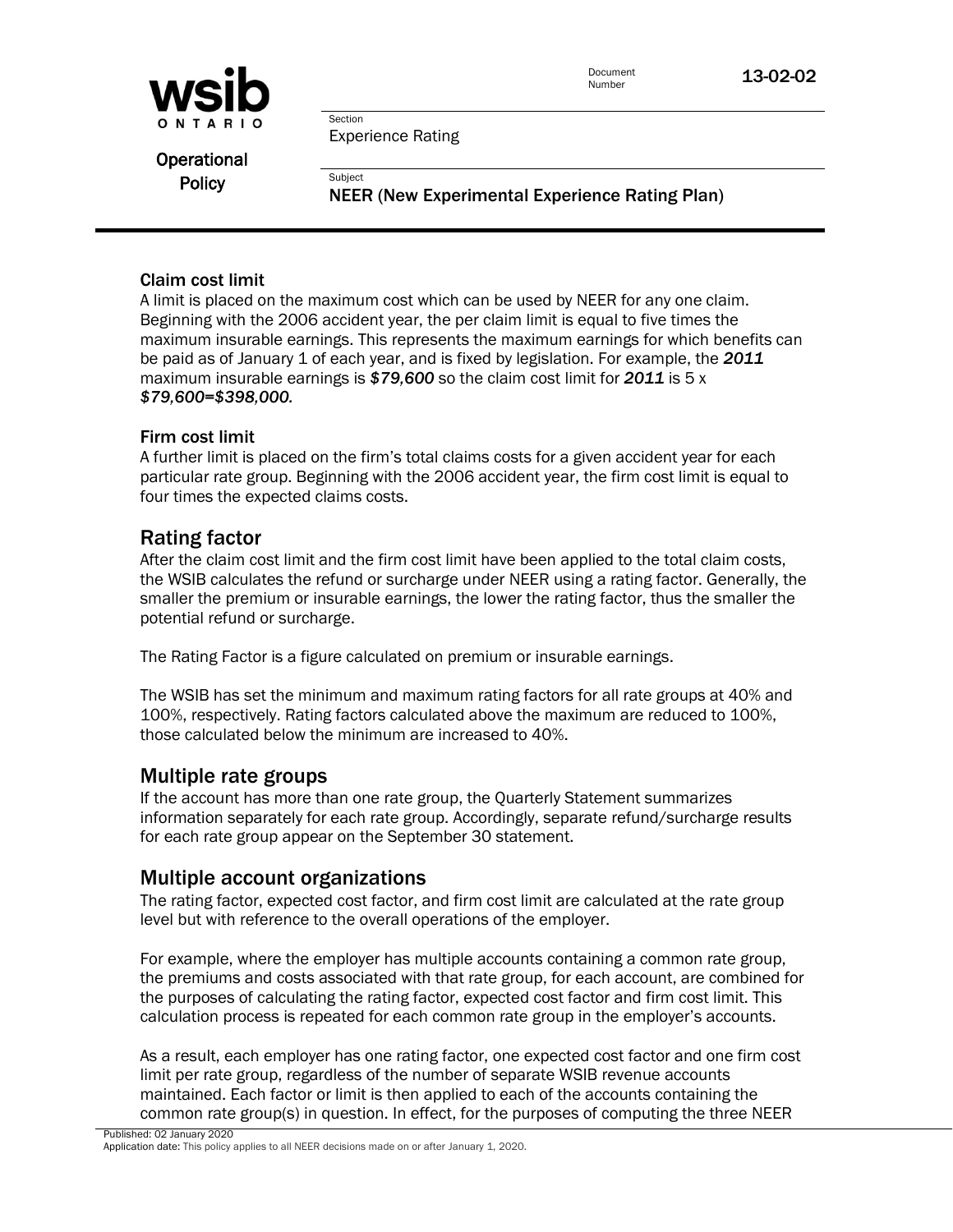### Claim cost limit

A limit is placed on the maximum cost which can be used by NEER for any one claim. Beginning with the 2006 accident year, the per claim limit is equal to five times the maximum insurable earnings. This represents the maximum earnings for which benefits can be paid as of January 1 of each year, and is fixed by legislation. For example, the ***2011*** maximum insurable earnings is ***$79,600*** so the claim cost limit for ***2011*** is 5 x ***$79,600=$398,000.***

### Firm cost limit

A further limit is placed on the firm's total claims costs for a given accident year for each particular rate group. Beginning with the 2006 accident year, the firm cost limit is equal to four times the expected claims costs.

## Rating factor

After the claim cost limit and the firm cost limit have been applied to the total claim costs, the WSIB calculates the refund or surcharge under NEER using a rating factor. Generally, the smaller the premium or insurable earnings, the lower the rating factor, thus the smaller the potential refund or surcharge.

The Rating Factor is a figure calculated on premium or insurable earnings.

The WSIB has set the minimum and maximum rating factors for all rate groups at 40% and 100%, respectively. Rating factors calculated above the maximum are reduced to 100%, those calculated below the minimum are increased to 40%.

## Multiple rate groups

If the account has more than one rate group, the Quarterly Statement summarizes information separately for each rate group. Accordingly, separate refund/surcharge results for each rate group appear on the September 30 statement.

## Multiple account organizations

The rating factor, expected cost factor, and firm cost limit are calculated at the rate group level but with reference to the overall operations of the employer.

For example, where the employer has multiple accounts containing a common rate group, the premiums and costs associated with that rate group, for each account, are combined for the purposes of calculating the rating factor, expected cost factor and firm cost limit. This calculation process is repeated for each common rate group in the employer's accounts.

As a result, each employer has one rating factor, one expected cost factor and one firm cost limit per rate group, regardless of the number of separate WSIB revenue accounts maintained. Each factor or limit is then applied to each of the accounts containing the common rate group(s) in question. In effect, for the purposes of computing the three NEER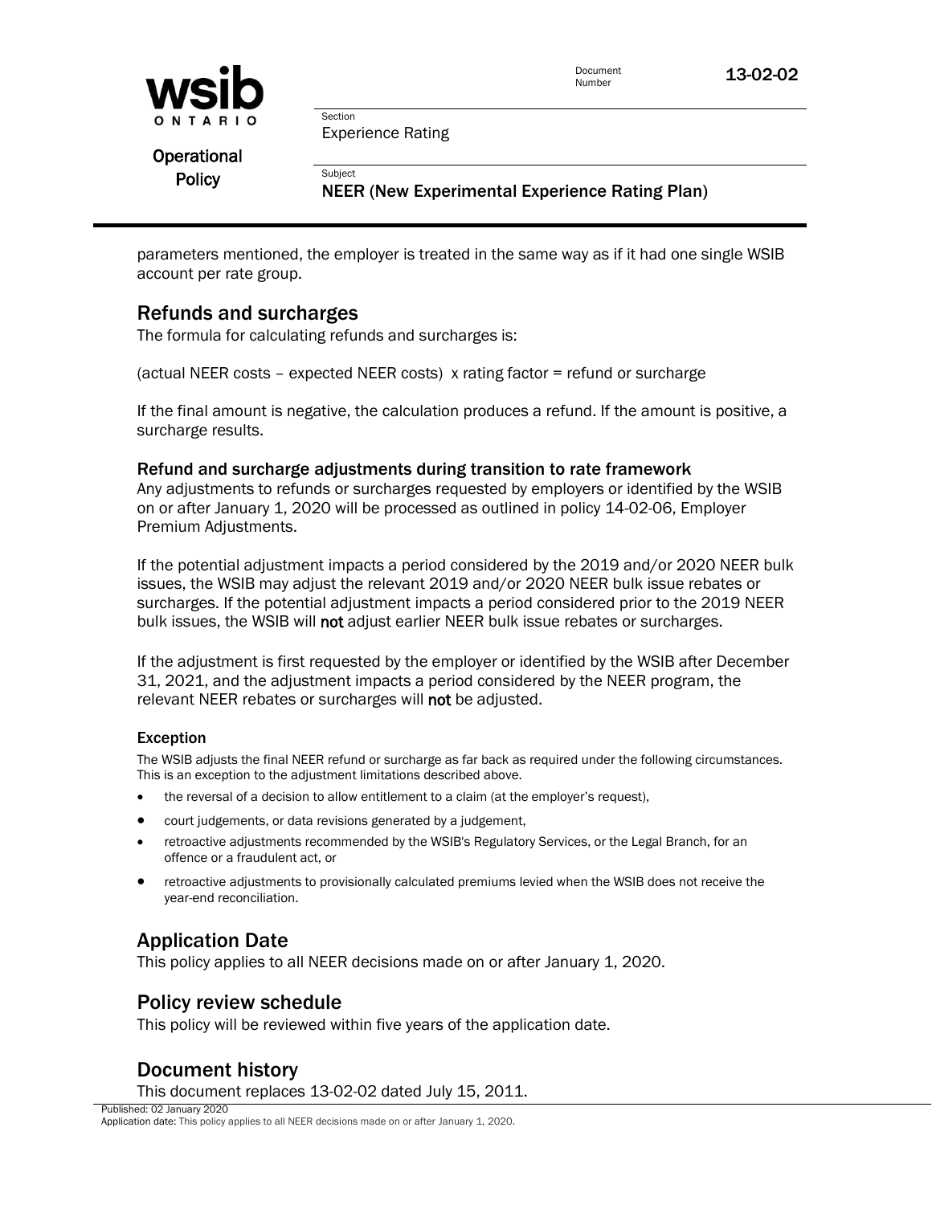parameters mentioned, the employer is treated in the same way as if it had one single WSIB account per rate group.

## Refunds and surcharges

The formula for calculating refunds and surcharges is:

(actual NEER costs – expected NEER costs) x rating factor = refund or surcharge

If the final amount is negative, the calculation produces a refund. If the amount is positive, a surcharge results.

### Refund and surcharge adjustments during transition to rate framework

Any adjustments to refunds or surcharges requested by employers or identified by the WSIB on or after January 1, 2020 will be processed as outlined in policy 14-02-06, Employer Premium Adjustments.

If the potential adjustment impacts a period considered by the 2019 and/or 2020 NEER bulk issues, the WSIB may adjust the relevant 2019 and/or 2020 NEER bulk issue rebates or surcharges. If the potential adjustment impacts a period considered prior to the 2019 NEER bulk issues, the WSIB will **not** adjust earlier NEER bulk issue rebates or surcharges.

If the adjustment is first requested by the employer or identified by the WSIB after December 31, 2021, and the adjustment impacts a period considered by the NEER program, the relevant NEER rebates or surcharges will **not** be adjusted.

#### Exception

The WSIB adjusts the final NEER refund or surcharge as far back as required under the following circumstances. This is an exception to the adjustment limitations described above.

- the reversal of a decision to allow entitlement to a claim (at the employer's request),
- court judgements, or data revisions generated by a judgement,
- retroactive adjustments recommended by the WSIB's Regulatory Services, or the Legal Branch, for an offence or a fraudulent act, or
- retroactive adjustments to provisionally calculated premiums levied when the WSIB does not receive the year-end reconciliation.

## Application Date

This policy applies to all NEER decisions made on or after January 1, 2020.

## Policy review schedule

This policy will be reviewed within five years of the application date.

## Document history

This document replaces 13-02-02 dated July 15, 2011.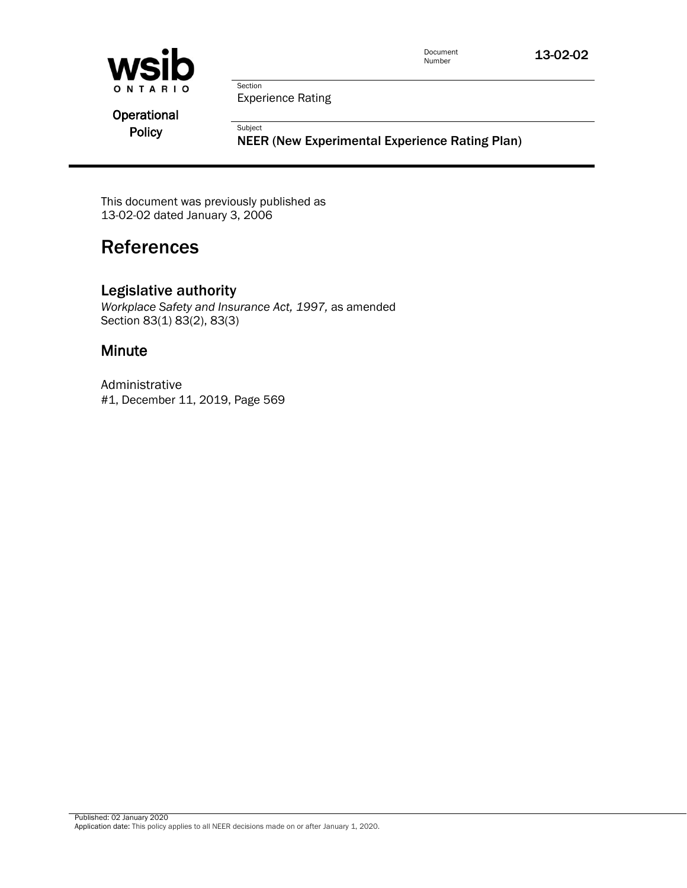This document was previously published as 13-02-02 dated January 3, 2006

# References

## Legislative authority

*Workplace Safety and Insurance Act, 1997,* as amended
Section 83(1) 83(2), 83(3)

## Minute

Administrative
#1, December 11, 2019, Page 569